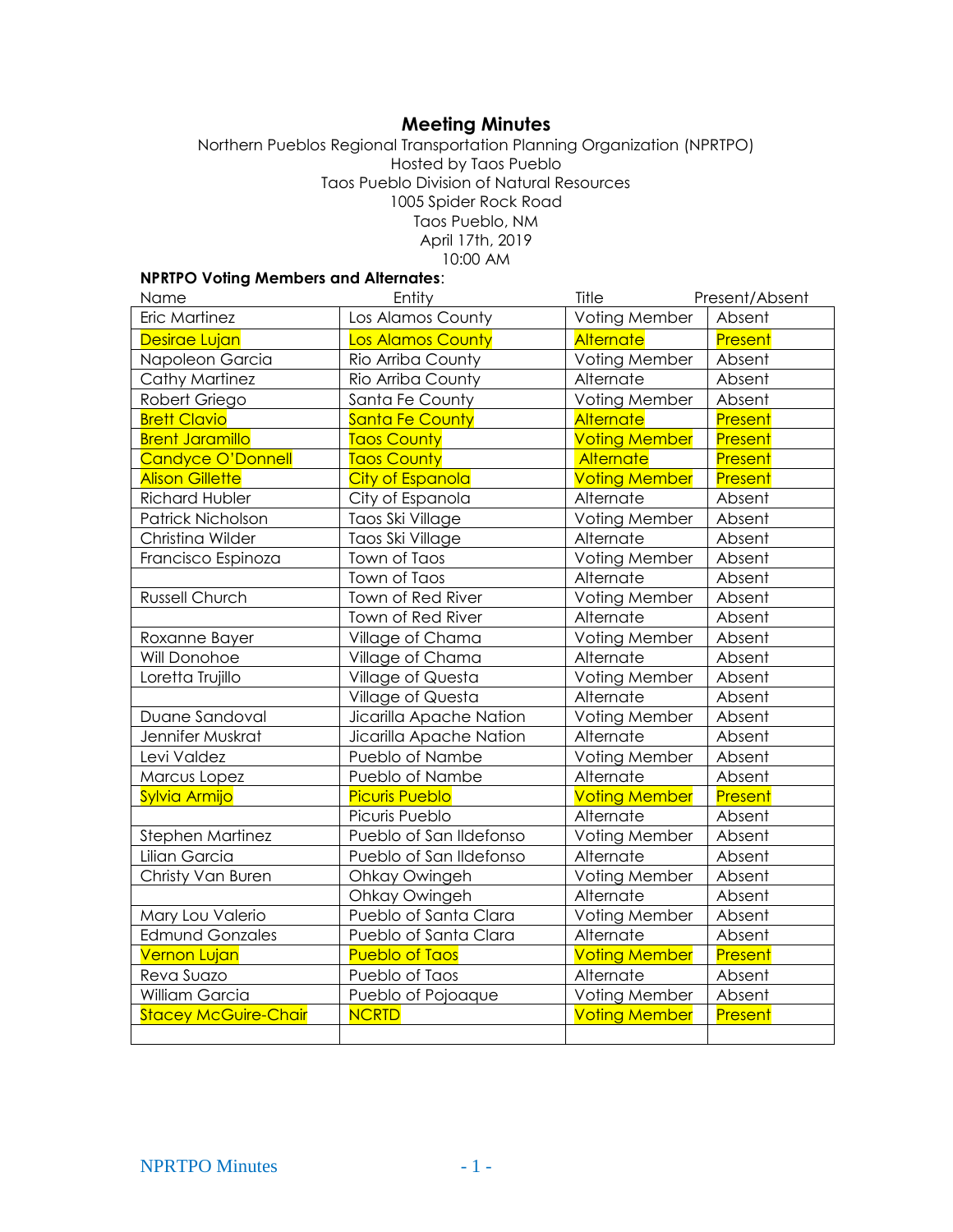# Meeting Minutes

Northern Pueblos Regional Transportation Planning Organization (NPRTPO)
Hosted by Taos Pueblo
Taos Pueblo Division of Natural Resources
1005 Spider Rock Road
Taos Pueblo, NM
April 17th, 2019
10:00 AM

**NPRTPO Voting Members and Alternates**:

| Name | Entity | Title | Present/Absent |
|---|---|---|---|
| Eric Martinez | Los Alamos County | Voting Member | Absent |
| Desirae Lujan | Los Alamos County | Alternate | Present |
| Napoleon Garcia | Rio Arriba County | Voting Member | Absent |
| Cathy Martinez | Rio Arriba County | Alternate | Absent |
| Robert Griego | Santa Fe County | Voting Member | Absent |
| Brett Clavio | Santa Fe County | Alternate | Present |
| Brent Jaramillo | Taos County | Voting Member | Present |
| Candyce O'Donnell | Taos County | Alternate | Present |
| Alison Gillette | City of Espanola | Voting Member | Present |
| Richard Hubler | City of Espanola | Alternate | Absent |
| Patrick Nicholson | Taos Ski Village | Voting Member | Absent |
| Christina Wilder | Taos Ski Village | Alternate | Absent |
| Francisco Espinoza | Town of Taos | Voting Member | Absent |
| | Town of Taos | Alternate | Absent |
| Russell Church | Town of Red River | Voting Member | Absent |
| | Town of Red River | Alternate | Absent |
| Roxanne Bayer | Village of Chama | Voting Member | Absent |
| Will Donohoe | Village of Chama | Alternate | Absent |
| Loretta Trujillo | Village of Questa | Voting Member | Absent |
| | Village of Questa | Alternate | Absent |
| Duane Sandoval | Jicarilla Apache Nation | Voting Member | Absent |
| Jennifer Muskrat | Jicarilla Apache Nation | Alternate | Absent |
| Levi Valdez | Pueblo of Nambe | Voting Member | Absent |
| Marcus Lopez | Pueblo of Nambe | Alternate | Absent |
| Sylvia Armijo | Picuris Pueblo | Voting Member | Present |
| | Picuris Pueblo | Alternate | Absent |
| Stephen Martinez | Pueblo of San Ildefonso | Voting Member | Absent |
| Lilian Garcia | Pueblo of San Ildefonso | Alternate | Absent |
| Christy Van Buren | Ohkay Owingeh | Voting Member | Absent |
| | Ohkay Owingeh | Alternate | Absent |
| Mary Lou Valerio | Pueblo of Santa Clara | Voting Member | Absent |
| Edmund Gonzales | Pueblo of Santa Clara | Alternate | Absent |
| Vernon Lujan | Pueblo of Taos | Voting Member | Present |
| Reva Suazo | Pueblo of Taos | Alternate | Absent |
| William Garcia | Pueblo of Pojoaque | Voting Member | Absent |
| Stacey McGuire-Chair | NCRTD | Voting Member | Present |
| | | | |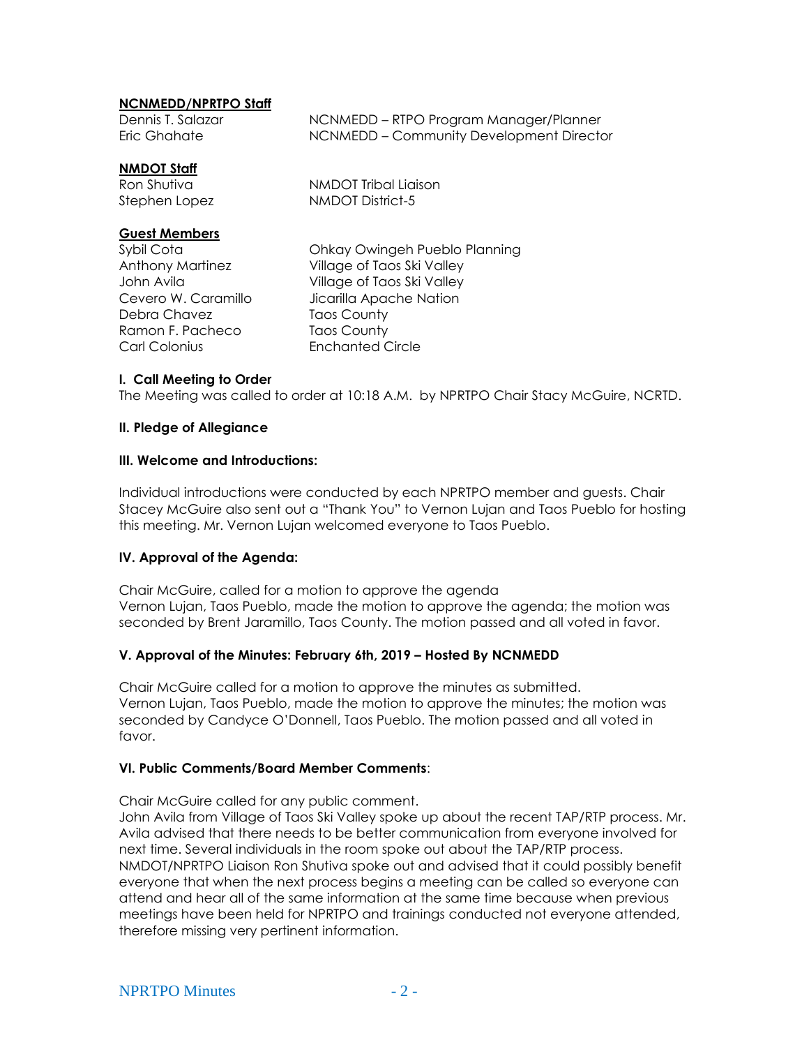**NCNMEDD/NPRTPO Staff**

| | |
|---|---|
| Dennis T. Salazar | NCNMEDD – RTPO Program Manager/Planner |
| Eric Ghahate | NCNMEDD – Community Development Director |

**NMDOT Staff**

| | |
|---|---|
| Ron Shutiva | NMDOT Tribal Liaison |
| Stephen Lopez | NMDOT District-5 |

**Guest Members**

| | |
|---|---|
| Sybil Cota | Ohkay Owingeh Pueblo Planning |
| Anthony Martinez | Village of Taos Ski Valley |
| John Avila | Village of Taos Ski Valley |
| Cevero W. Caramillo | Jicarilla Apache Nation |
| Debra Chavez | Taos County |
| Ramon F. Pacheco | Taos County |
| Carl Colonius | Enchanted Circle |

### I. Call Meeting to Order

The Meeting was called to order at 10:18 A.M. by NPRTPO Chair Stacy McGuire, NCRTD.

### II. Pledge of Allegiance

### III. Welcome and Introductions:

Individual introductions were conducted by each NPRTPO member and guests. Chair Stacey McGuire also sent out a "Thank You" to Vernon Lujan and Taos Pueblo for hosting this meeting. Mr. Vernon Lujan welcomed everyone to Taos Pueblo.

### IV. Approval of the Agenda:

Chair McGuire, called for a motion to approve the agenda
Vernon Lujan, Taos Pueblo, made the motion to approve the agenda; the motion was seconded by Brent Jaramillo, Taos County. The motion passed and all voted in favor.

### V. Approval of the Minutes: February 6th, 2019 – Hosted By NCNMEDD

Chair McGuire called for a motion to approve the minutes as submitted.
Vernon Lujan, Taos Pueblo, made the motion to approve the minutes; the motion was seconded by Candyce O'Donnell, Taos Pueblo. The motion passed and all voted in favor.

### VI. Public Comments/Board Member Comments:

Chair McGuire called for any public comment.
John Avila from Village of Taos Ski Valley spoke up about the recent TAP/RTP process. Mr. Avila advised that there needs to be better communication from everyone involved for next time. Several individuals in the room spoke out about the TAP/RTP process. NMDOT/NPRTPO Liaison Ron Shutiva spoke out and advised that it could possibly benefit everyone that when the next process begins a meeting can be called so everyone can attend and hear all of the same information at the same time because when previous meetings have been held for NPRTPO and trainings conducted not everyone attended, therefore missing very pertinent information.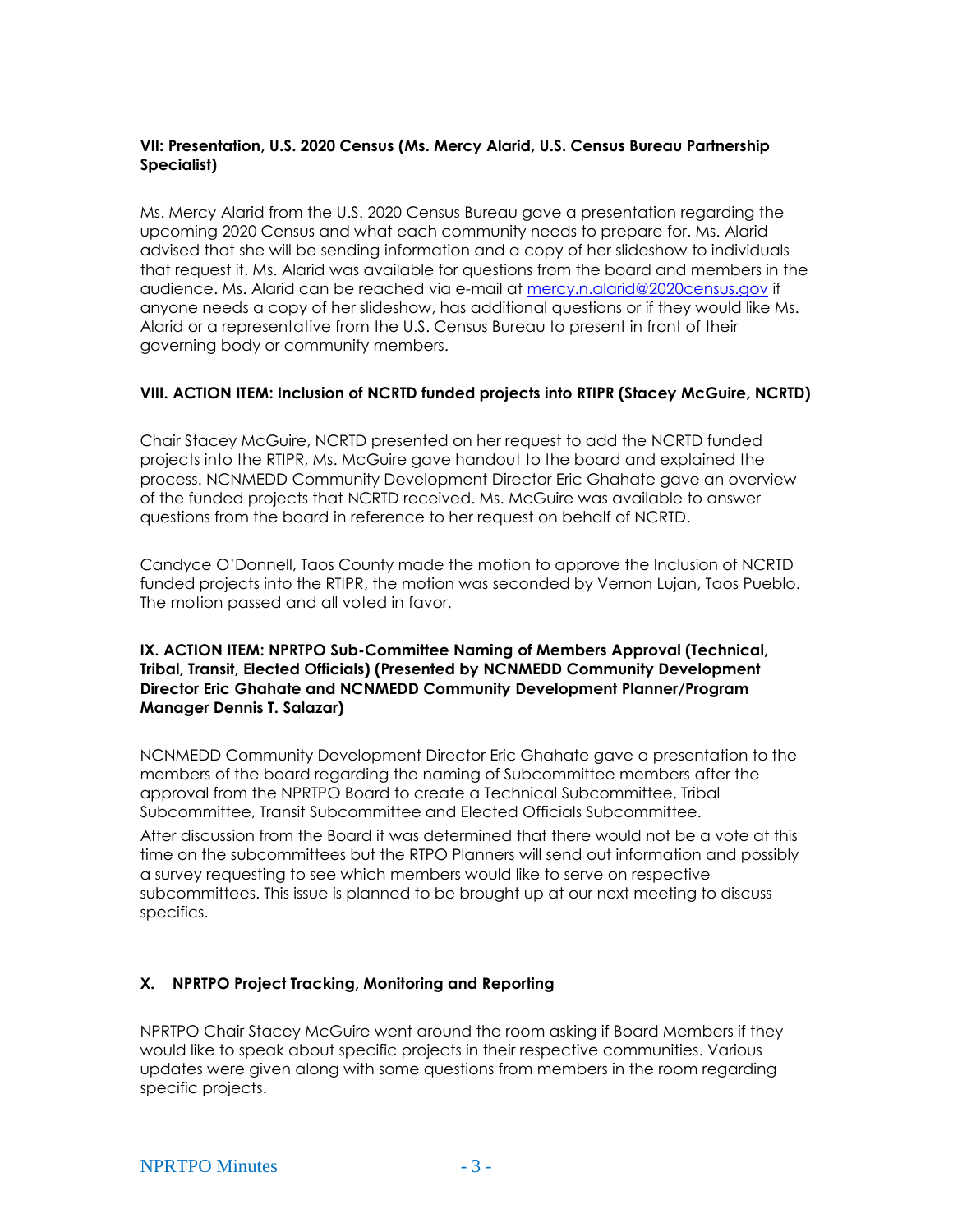### VII: Presentation, U.S. 2020 Census (Ms. Mercy Alarid, U.S. Census Bureau Partnership Specialist)

Ms. Mercy Alarid from the U.S. 2020 Census Bureau gave a presentation regarding the upcoming 2020 Census and what each community needs to prepare for. Ms. Alarid advised that she will be sending information and a copy of her slideshow to individuals that request it. Ms. Alarid was available for questions from the board and members in the audience. Ms. Alarid can be reached via e-mail at mercy.n.alarid@2020census.gov if anyone needs a copy of her slideshow, has additional questions or if they would like Ms. Alarid or a representative from the U.S. Census Bureau to present in front of their governing body or community members.

### VIII. ACTION ITEM: Inclusion of NCRTD funded projects into RTIPR (Stacey McGuire, NCRTD)

Chair Stacey McGuire, NCRTD presented on her request to add the NCRTD funded projects into the RTIPR, Ms. McGuire gave handout to the board and explained the process. NCNMEDD Community Development Director Eric Ghahate gave an overview of the funded projects that NCRTD received. Ms. McGuire was available to answer questions from the board in reference to her request on behalf of NCRTD.

Candyce O'Donnell, Taos County made the motion to approve the Inclusion of NCRTD funded projects into the RTIPR, the motion was seconded by Vernon Lujan, Taos Pueblo. The motion passed and all voted in favor.

### IX. ACTION ITEM: NPRTPO Sub-Committee Naming of Members Approval (Technical, Tribal, Transit, Elected Officials) (Presented by NCNMEDD Community Development Director Eric Ghahate and NCNMEDD Community Development Planner/Program Manager Dennis T. Salazar)

NCNMEDD Community Development Director Eric Ghahate gave a presentation to the members of the board regarding the naming of Subcommittee members after the approval from the NPRTPO Board to create a Technical Subcommittee, Tribal Subcommittee, Transit Subcommittee and Elected Officials Subcommittee.

After discussion from the Board it was determined that there would not be a vote at this time on the subcommittees but the RTPO Planners will send out information and possibly a survey requesting to see which members would like to serve on respective subcommittees. This issue is planned to be brought up at our next meeting to discuss specifics.

### X. NPRTPO Project Tracking, Monitoring and Reporting

NPRTPO Chair Stacey McGuire went around the room asking if Board Members if they would like to speak about specific projects in their respective communities. Various updates were given along with some questions from members in the room regarding specific projects.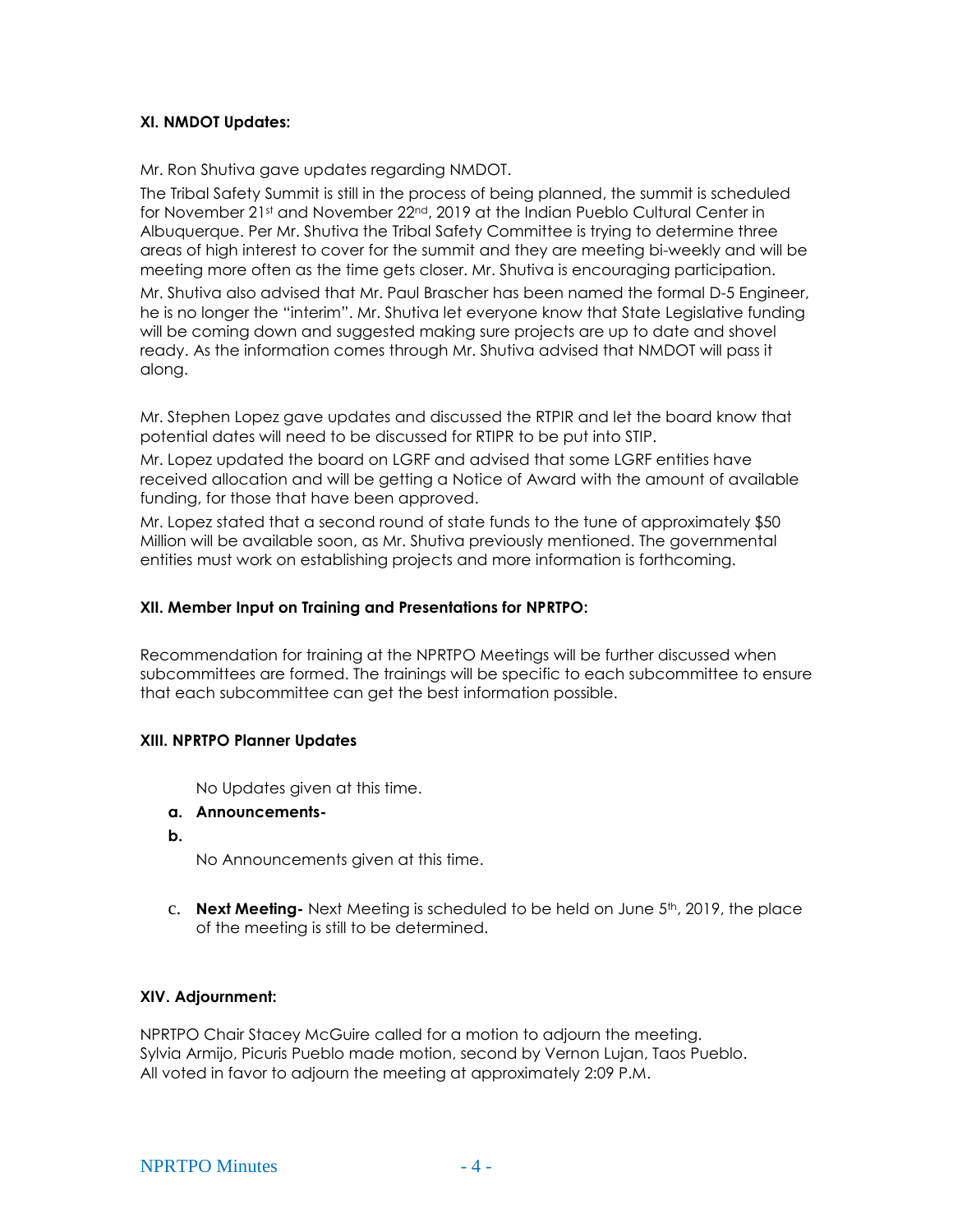**XI. NMDOT Updates:**

Mr. Ron Shutiva gave updates regarding NMDOT.

The Tribal Safety Summit is still in the process of being planned, the summit is scheduled for November 21st and November 22nd, 2019 at the Indian Pueblo Cultural Center in Albuquerque. Per Mr. Shutiva the Tribal Safety Committee is trying to determine three areas of high interest to cover for the summit and they are meeting bi-weekly and will be meeting more often as the time gets closer. Mr. Shutiva is encouraging participation.

Mr. Shutiva also advised that Mr. Paul Brascher has been named the formal D-5 Engineer, he is no longer the "interim". Mr. Shutiva let everyone know that State Legislative funding will be coming down and suggested making sure projects are up to date and shovel ready. As the information comes through Mr. Shutiva advised that NMDOT will pass it along.

Mr. Stephen Lopez gave updates and discussed the RTPIR and let the board know that potential dates will need to be discussed for RTIPR to be put into STIP.

Mr. Lopez updated the board on LGRF and advised that some LGRF entities have received allocation and will be getting a Notice of Award with the amount of available funding, for those that have been approved.

Mr. Lopez stated that a second round of state funds to the tune of approximately $50 Million will be available soon, as Mr. Shutiva previously mentioned. The governmental entities must work on establishing projects and more information is forthcoming.

**XII. Member Input on Training and Presentations for NPRTPO:**

Recommendation for training at the NPRTPO Meetings will be further discussed when subcommittees are formed. The trainings will be specific to each subcommittee to ensure that each subcommittee can get the best information possible.

**XIII. NPRTPO Planner Updates**

No Updates given at this time.

a. **Announcements-**
b.

No Announcements given at this time.

c. **Next Meeting-** Next Meeting is scheduled to be held on June 5th, 2019, the place of the meeting is still to be determined.

**XIV. Adjournment:**

NPRTPO Chair Stacey McGuire called for a motion to adjourn the meeting.
Sylvia Armijo, Picuris Pueblo made motion, second by Vernon Lujan, Taos Pueblo.
All voted in favor to adjourn the meeting at approximately 2:09 P.M.